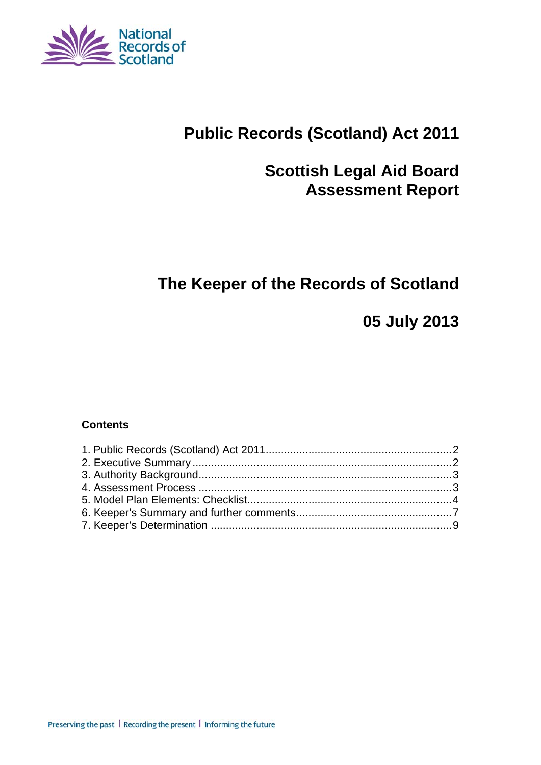National Records of Scotland

# Public Records (Scotland) Act 2011

# Scottish Legal Aid Board Assessment Report

## The Keeper of the Records of Scotland

## 05 July 2013

**Contents**

1. Public Records (Scotland) Act 2011 ........................................................... 2
2. Executive Summary .................................................................................. 2
3. Authority Background ............................................................................... 3
4. Assessment Process ................................................................................ 3
5. Model Plan Elements: Checklist ................................................................ 4
6. Keeper's Summary and further comments ................................................ 7
7. Keeper's Determination ............................................................................ 9

Preserving the past | Recording the present | Informing the future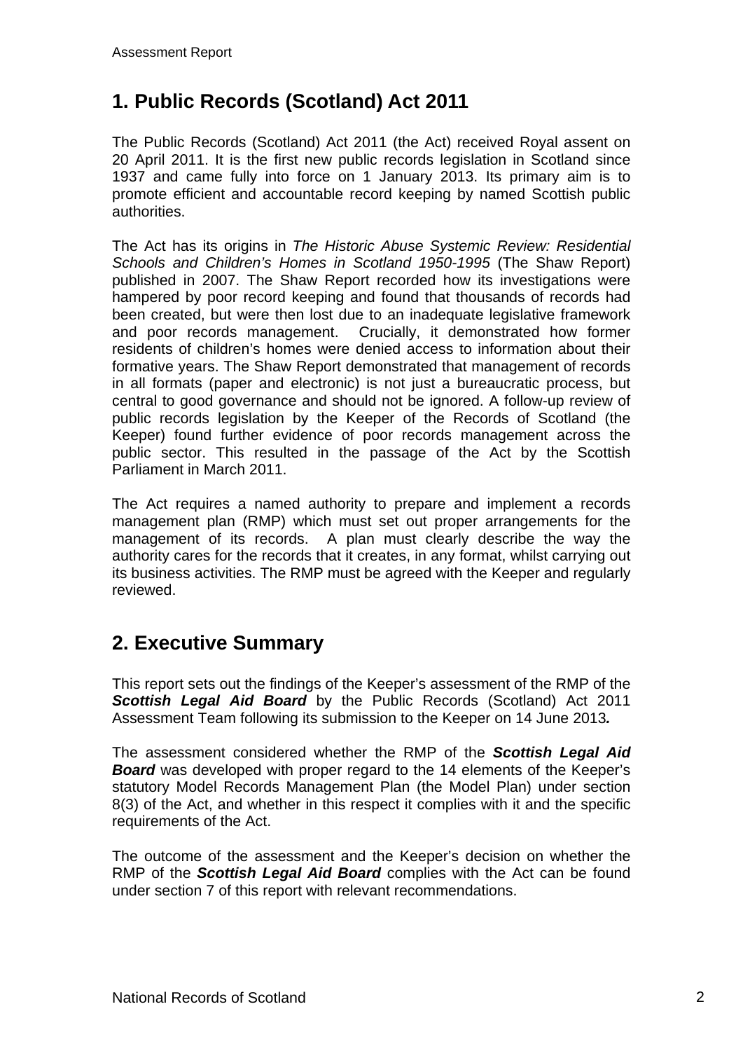## 1. Public Records (Scotland) Act 2011

The Public Records (Scotland) Act 2011 (the Act) received Royal assent on 20 April 2011. It is the first new public records legislation in Scotland since 1937 and came fully into force on 1 January 2013. Its primary aim is to promote efficient and accountable record keeping by named Scottish public authorities.

The Act has its origins in *The Historic Abuse Systemic Review: Residential Schools and Children's Homes in Scotland 1950-1995* (The Shaw Report) published in 2007. The Shaw Report recorded how its investigations were hampered by poor record keeping and found that thousands of records had been created, but were then lost due to an inadequate legislative framework and poor records management. Crucially, it demonstrated how former residents of children's homes were denied access to information about their formative years. The Shaw Report demonstrated that management of records in all formats (paper and electronic) is not just a bureaucratic process, but central to good governance and should not be ignored. A follow-up review of public records legislation by the Keeper of the Records of Scotland (the Keeper) found further evidence of poor records management across the public sector. This resulted in the passage of the Act by the Scottish Parliament in March 2011.

The Act requires a named authority to prepare and implement a records management plan (RMP) which must set out proper arrangements for the management of its records. A plan must clearly describe the way the authority cares for the records that it creates, in any format, whilst carrying out its business activities. The RMP must be agreed with the Keeper and regularly reviewed.

## 2. Executive Summary

This report sets out the findings of the Keeper's assessment of the RMP of the ***Scottish Legal Aid Board*** by the Public Records (Scotland) Act 2011 Assessment Team following its submission to the Keeper on 14 June 2013***.***

The assessment considered whether the RMP of the ***Scottish Legal Aid Board*** was developed with proper regard to the 14 elements of the Keeper's statutory Model Records Management Plan (the Model Plan) under section 8(3) of the Act, and whether in this respect it complies with it and the specific requirements of the Act.

The outcome of the assessment and the Keeper's decision on whether the RMP of the ***Scottish Legal Aid Board*** complies with the Act can be found under section 7 of this report with relevant recommendations.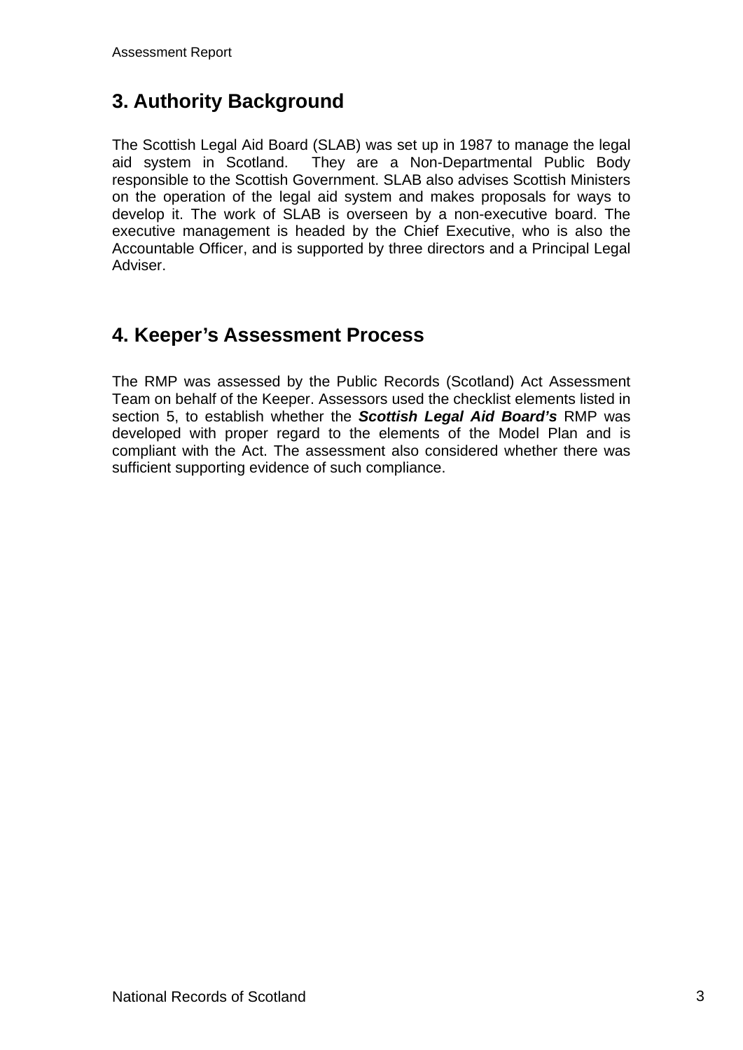## 3. Authority Background

The Scottish Legal Aid Board (SLAB) was set up in 1987 to manage the legal aid system in Scotland. They are a Non-Departmental Public Body responsible to the Scottish Government. SLAB also advises Scottish Ministers on the operation of the legal aid system and makes proposals for ways to develop it. The work of SLAB is overseen by a non-executive board. The executive management is headed by the Chief Executive, who is also the Accountable Officer, and is supported by three directors and a Principal Legal Adviser.

## 4. Keeper's Assessment Process

The RMP was assessed by the Public Records (Scotland) Act Assessment Team on behalf of the Keeper. Assessors used the checklist elements listed in section 5, to establish whether the ***Scottish Legal Aid Board's*** RMP was developed with proper regard to the elements of the Model Plan and is compliant with the Act. The assessment also considered whether there was sufficient supporting evidence of such compliance.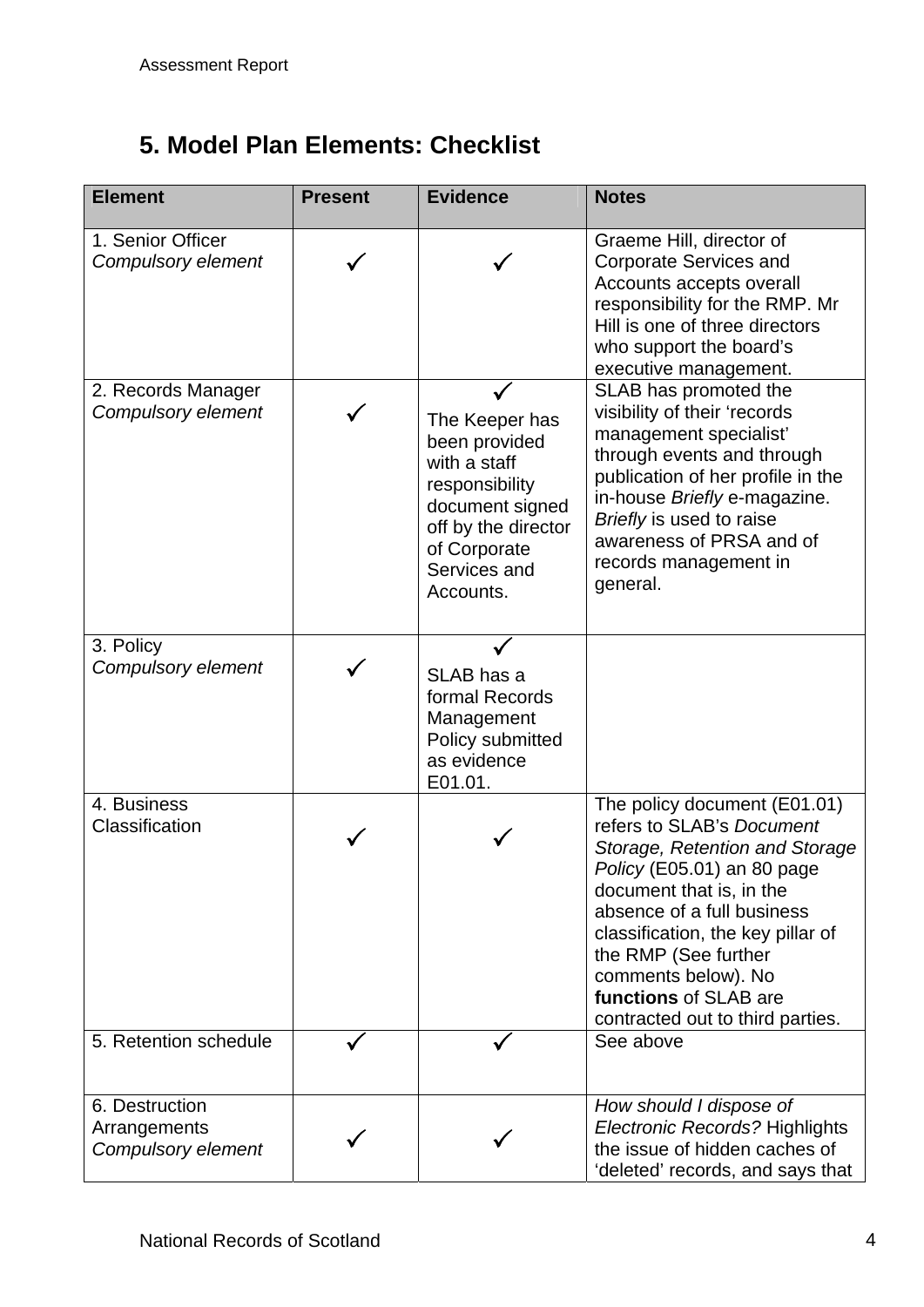## 5. Model Plan Elements: Checklist

| Element | Present | Evidence | Notes |
|---|---|---|---|
| 1. Senior Officer *Compulsory element* | ✓ | ✓ | Graeme Hill, director of Corporate Services and Accounts accepts overall responsibility for the RMP. Mr Hill is one of three directors who support the board's executive management. |
| 2. Records Manager *Compulsory element* | ✓ | ✓ The Keeper has been provided with a staff responsibility document signed off by the director of Corporate Services and Accounts. | SLAB has promoted the visibility of their 'records management specialist' through events and through publication of her profile in the in-house *Briefly* e-magazine. *Briefly* is used to raise awareness of PRSA and of records management in general. |
| 3. Policy *Compulsory element* | ✓ | ✓ SLAB has a formal Records Management Policy submitted as evidence E01.01. | |
| 4. Business Classification | ✓ | ✓ | The policy document (E01.01) refers to SLAB's *Document Storage, Retention and Storage Policy* (E05.01) an 80 page document that is, in the absence of a full business classification, the key pillar of the RMP (See further comments below). No **functions** of SLAB are contracted out to third parties. |
| 5. Retention schedule | ✓ | ✓ | See above |
| 6. Destruction Arrangements *Compulsory element* | ✓ | ✓ | *How should I dispose of Electronic Records?* Highlights the issue of hidden caches of 'deleted' records, and says that |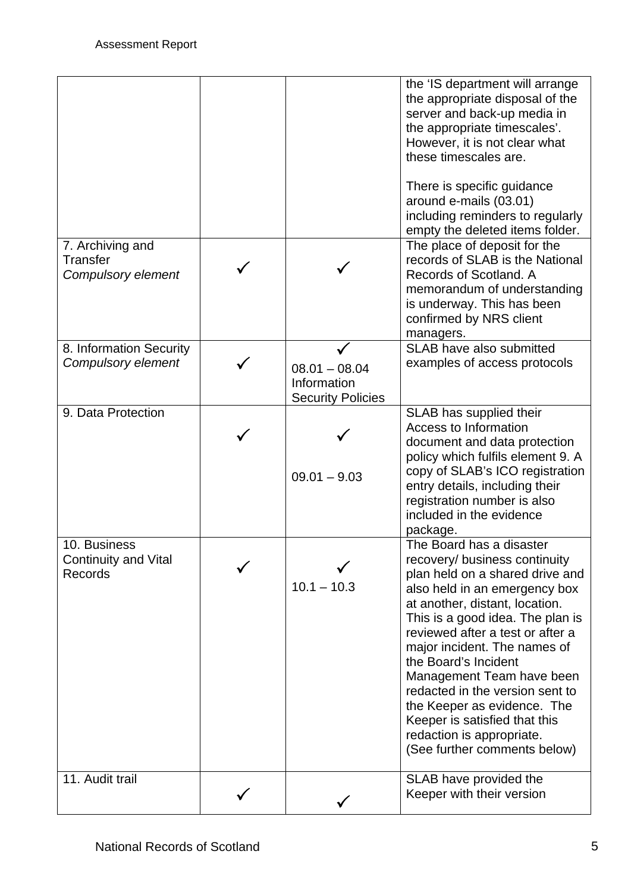| | | | |
|---|---|---|---|
| | | | the 'IS department will arrange the appropriate disposal of the server and back-up media in the appropriate timescales'. However, it is not clear what these timescales are.<br><br>There is specific guidance around e-mails (03.01) including reminders to regularly empty the deleted items folder. |
| 7. Archiving and Transfer *Compulsory element* | ✓ | ✓ | The place of deposit for the records of SLAB is the National Records of Scotland. A memorandum of understanding is underway. This has been confirmed by NRS client managers. |
| 8. Information Security *Compulsory element* | ✓ | ✓<br>08.01 – 08.04 Information Security Policies | SLAB have also submitted examples of access protocols |
| 9. Data Protection | ✓ | ✓<br>09.01 – 9.03 | SLAB has supplied their Access to Information document and data protection policy which fulfils element 9. A copy of SLAB's ICO registration entry details, including their registration number is also included in the evidence package. |
| 10. Business Continuity and Vital Records | ✓ | ✓<br>10.1 – 10.3 | The Board has a disaster recovery/ business continuity plan held on a shared drive and also held in an emergency box at another, distant, location. This is a good idea. The plan is reviewed after a test or after a major incident. The names of the Board's Incident Management Team have been redacted in the version sent to the Keeper as evidence. The Keeper is satisfied that this redaction is appropriate.<br>(See further comments below) |
| 11. Audit trail | ✓ | ✓ | SLAB have provided the Keeper with their version |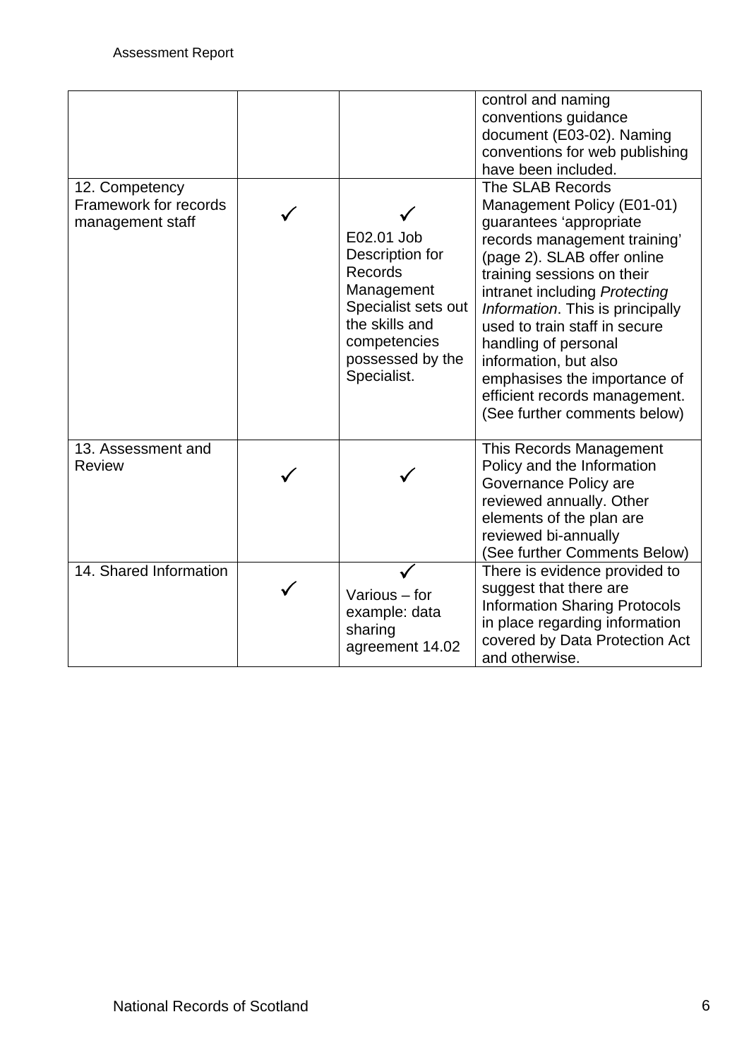| | | | |
|---|---|---|---|
| | | | control and naming conventions guidance document (E03-02). Naming conventions for web publishing have been included. |
| 12. Competency Framework for records management staff | ✓ | ✓ E02.01 Job Description for Records Management Specialist sets out the skills and competencies possessed by the Specialist. | The SLAB Records Management Policy (E01-01) guarantees 'appropriate records management training' (page 2). SLAB offer online training sessions on their intranet including *Protecting Information*. This is principally used to train staff in secure handling of personal information, but also emphasises the importance of efficient records management. (See further comments below) |
| 13. Assessment and Review | ✓ | ✓ | This Records Management Policy and the Information Governance Policy are reviewed annually. Other elements of the plan are reviewed bi-annually (See further Comments Below) |
| 14. Shared Information | ✓ | ✓ Various – for example: data sharing agreement 14.02 | There is evidence provided to suggest that there are Information Sharing Protocols in place regarding information covered by Data Protection Act and otherwise. |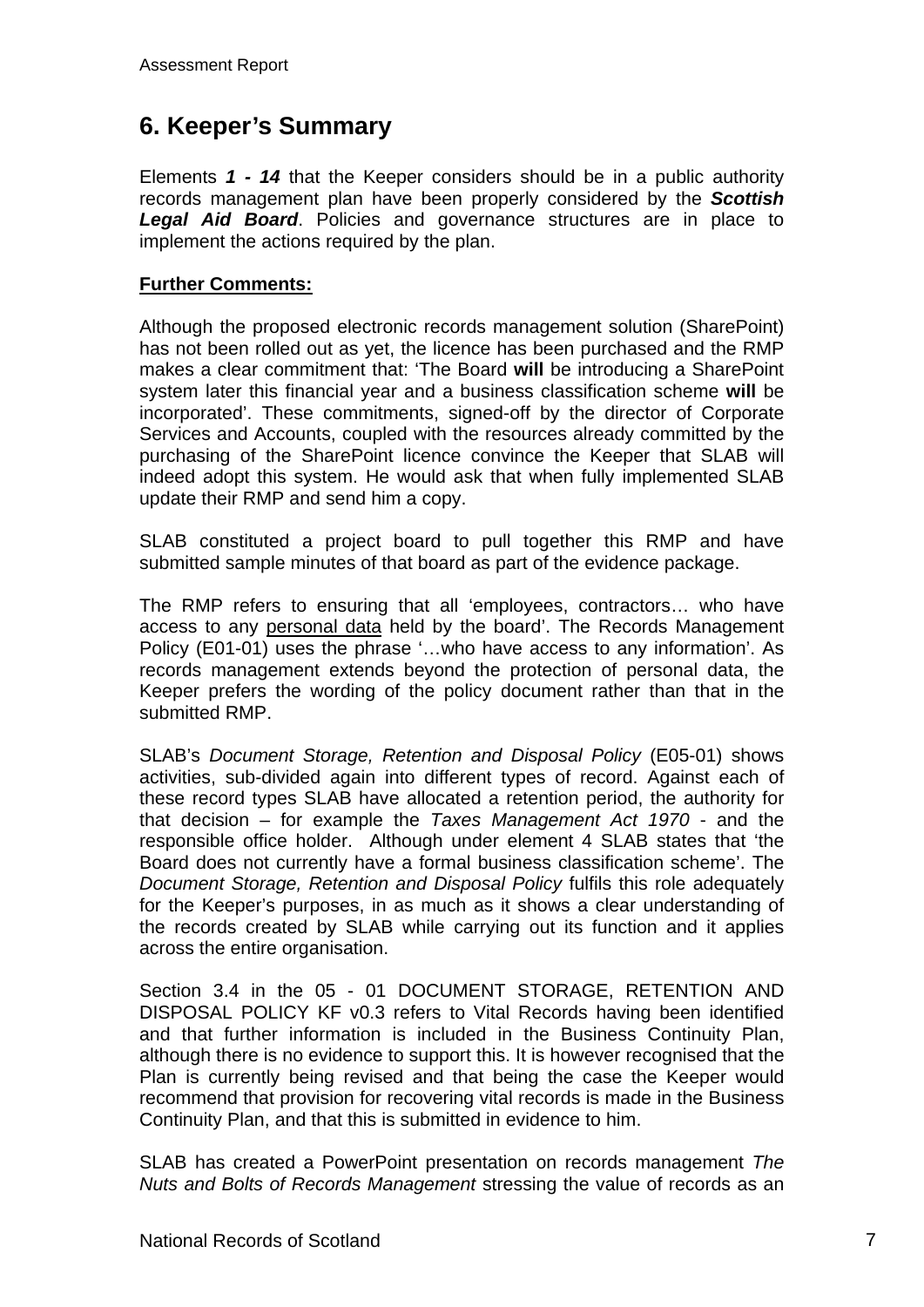# 6. Keeper's Summary

Elements ***1 - 14*** that the Keeper considers should be in a public authority records management plan have been properly considered by the ***Scottish Legal Aid Board***. Policies and governance structures are in place to implement the actions required by the plan.

**Further Comments:**

Although the proposed electronic records management solution (SharePoint) has not been rolled out as yet, the licence has been purchased and the RMP makes a clear commitment that: 'The Board **will** be introducing a SharePoint system later this financial year and a business classification scheme **will** be incorporated'. These commitments, signed-off by the director of Corporate Services and Accounts, coupled with the resources already committed by the purchasing of the SharePoint licence convince the Keeper that SLAB will indeed adopt this system. He would ask that when fully implemented SLAB update their RMP and send him a copy.

SLAB constituted a project board to pull together this RMP and have submitted sample minutes of that board as part of the evidence package.

The RMP refers to ensuring that all 'employees, contractors… who have access to any personal data held by the board'. The Records Management Policy (E01-01) uses the phrase '…who have access to any information'. As records management extends beyond the protection of personal data, the Keeper prefers the wording of the policy document rather than that in the submitted RMP.

SLAB's *Document Storage, Retention and Disposal Policy* (E05-01) shows activities, sub-divided again into different types of record. Against each of these record types SLAB have allocated a retention period, the authority for that decision – for example the *Taxes Management Act 1970* - and the responsible office holder. Although under element 4 SLAB states that 'the Board does not currently have a formal business classification scheme'. The *Document Storage, Retention and Disposal Policy* fulfils this role adequately for the Keeper's purposes, in as much as it shows a clear understanding of the records created by SLAB while carrying out its function and it applies across the entire organisation.

Section 3.4 in the 05 - 01 DOCUMENT STORAGE, RETENTION AND DISPOSAL POLICY KF v0.3 refers to Vital Records having been identified and that further information is included in the Business Continuity Plan, although there is no evidence to support this. It is however recognised that the Plan is currently being revised and that being the case the Keeper would recommend that provision for recovering vital records is made in the Business Continuity Plan, and that this is submitted in evidence to him.

SLAB has created a PowerPoint presentation on records management *The Nuts and Bolts of Records Management* stressing the value of records as an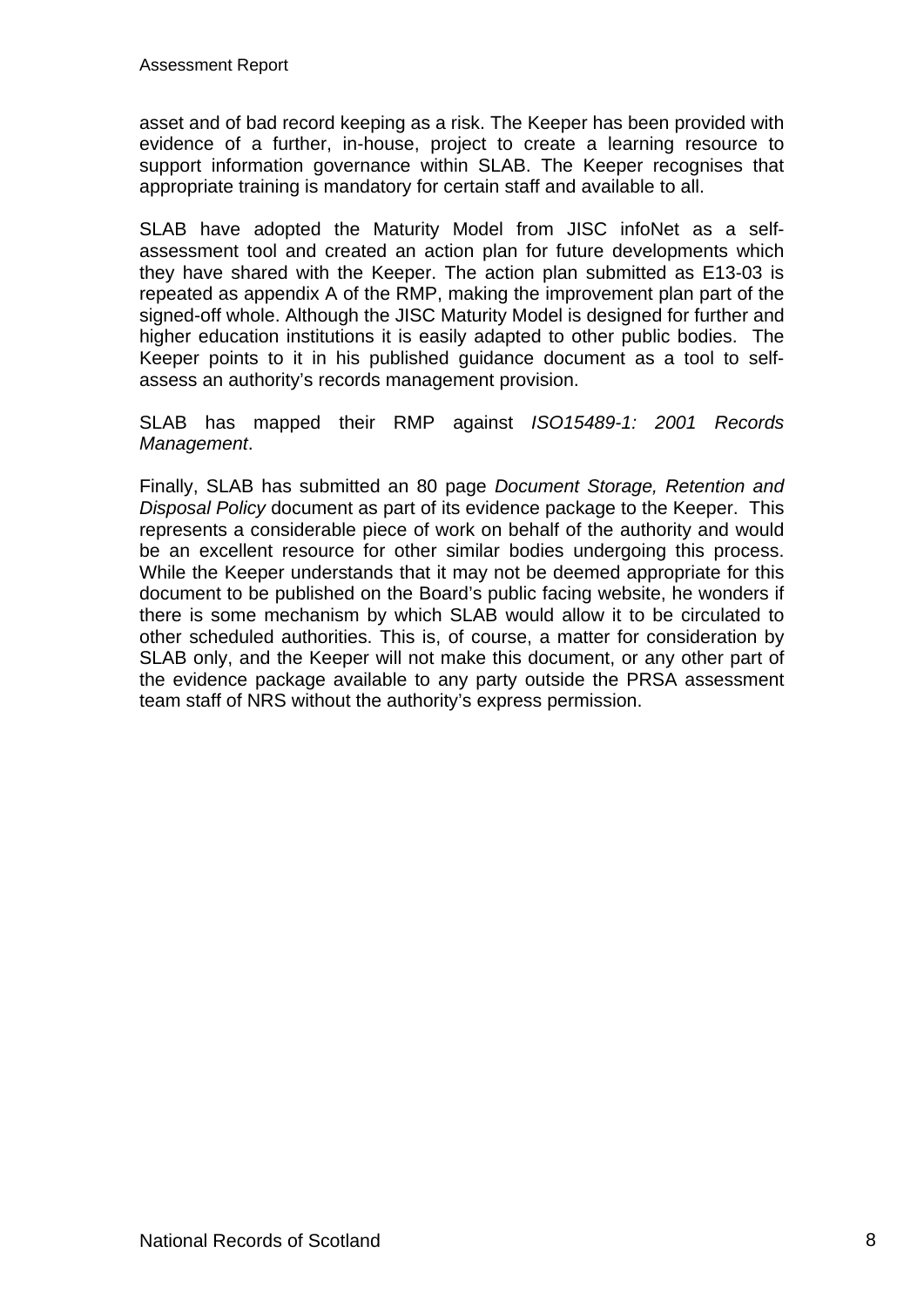asset and of bad record keeping as a risk. The Keeper has been provided with evidence of a further, in-house, project to create a learning resource to support information governance within SLAB. The Keeper recognises that appropriate training is mandatory for certain staff and available to all.

SLAB have adopted the Maturity Model from JISC infoNet as a self-assessment tool and created an action plan for future developments which they have shared with the Keeper. The action plan submitted as E13-03 is repeated as appendix A of the RMP, making the improvement plan part of the signed-off whole. Although the JISC Maturity Model is designed for further and higher education institutions it is easily adapted to other public bodies. The Keeper points to it in his published guidance document as a tool to self-assess an authority's records management provision.

SLAB has mapped their RMP against *ISO15489-1: 2001 Records Management*.

Finally, SLAB has submitted an 80 page *Document Storage, Retention and Disposal Policy* document as part of its evidence package to the Keeper. This represents a considerable piece of work on behalf of the authority and would be an excellent resource for other similar bodies undergoing this process. While the Keeper understands that it may not be deemed appropriate for this document to be published on the Board's public facing website, he wonders if there is some mechanism by which SLAB would allow it to be circulated to other scheduled authorities. This is, of course, a matter for consideration by SLAB only, and the Keeper will not make this document, or any other part of the evidence package available to any party outside the PRSA assessment team staff of NRS without the authority's express permission.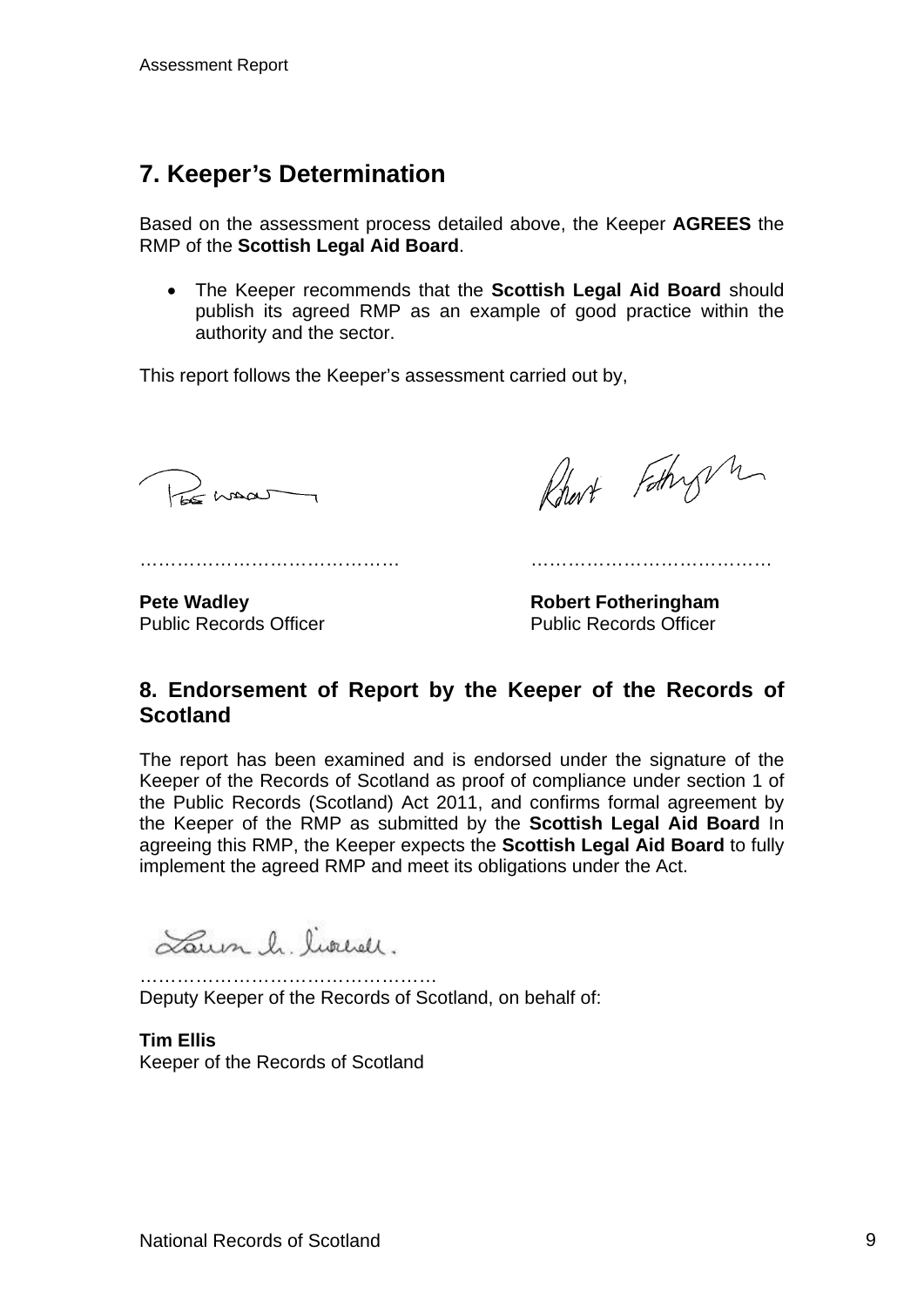## 7. Keeper's Determination

Based on the assessment process detailed above, the Keeper **AGREES** the RMP of the **Scottish Legal Aid Board**.

- The Keeper recommends that the **Scottish Legal Aid Board** should publish its agreed RMP as an example of good practice within the authority and the sector.

This report follows the Keeper's assessment carried out by,

……………………………………  ……………………………………

**Pete Wadley**
Public Records Officer

**Robert Fotheringham**
Public Records Officer

## 8. Endorsement of Report by the Keeper of the Records of Scotland

The report has been examined and is endorsed under the signature of the Keeper of the Records of Scotland as proof of compliance under section 1 of the Public Records (Scotland) Act 2011, and confirms formal agreement by the Keeper of the RMP as submitted by the **Scottish Legal Aid Board** In agreeing this RMP, the Keeper expects the **Scottish Legal Aid Board** to fully implement the agreed RMP and meet its obligations under the Act.

…………………………………………
Deputy Keeper of the Records of Scotland, on behalf of:

**Tim Ellis**
Keeper of the Records of Scotland